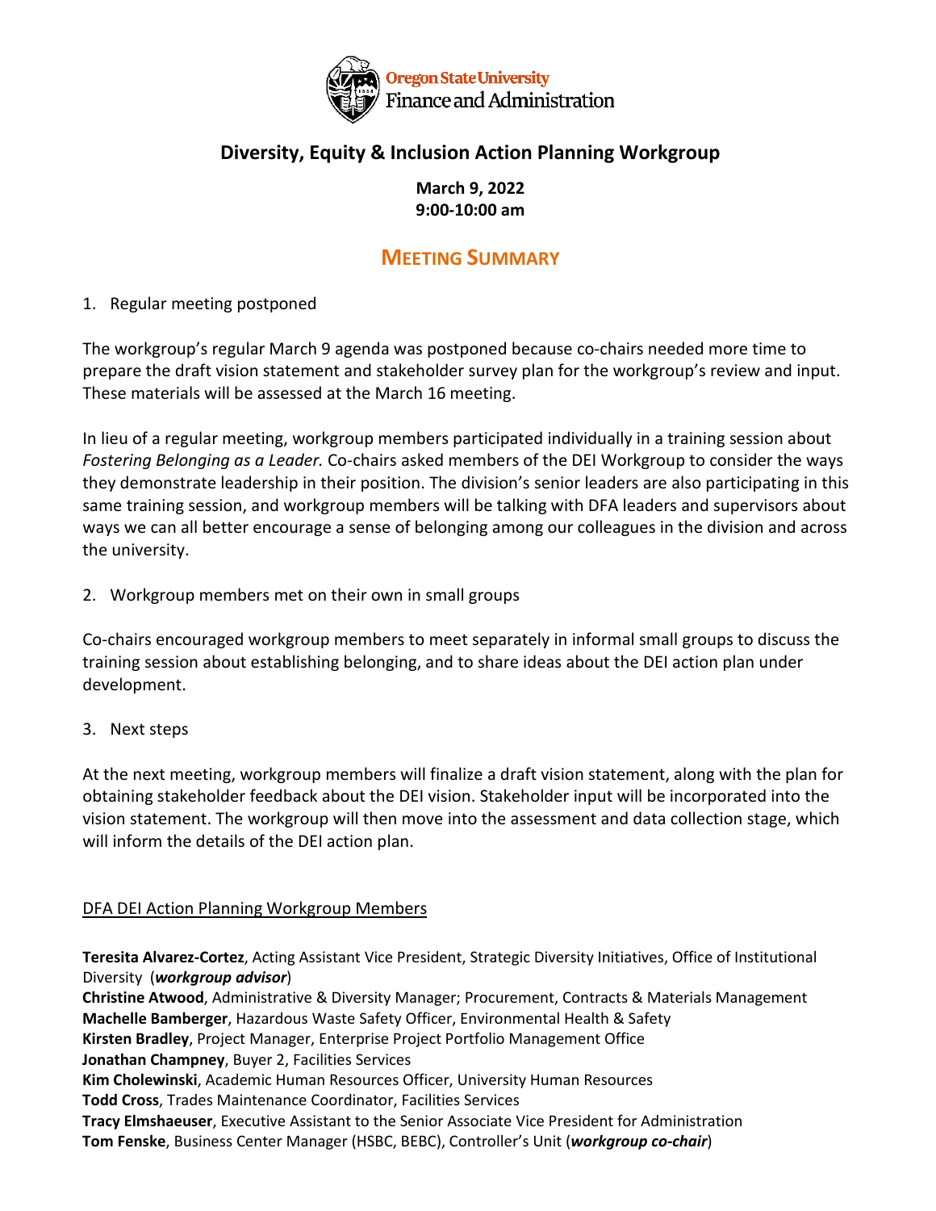Oregon State University
Finance and Administration

# Diversity, Equity & Inclusion Action Planning Workgroup

**March 9, 2022**
**9:00-10:00 am**

## MEETING SUMMARY

1. Regular meeting postponed

The workgroup's regular March 9 agenda was postponed because co-chairs needed more time to prepare the draft vision statement and stakeholder survey plan for the workgroup's review and input. These materials will be assessed at the March 16 meeting.

In lieu of a regular meeting, workgroup members participated individually in a training session about *Fostering Belonging as a Leader.* Co-chairs asked members of the DEI Workgroup to consider the ways they demonstrate leadership in their position. The division's senior leaders are also participating in this same training session, and workgroup members will be talking with DFA leaders and supervisors about ways we can all better encourage a sense of belonging among our colleagues in the division and across the university.

2. Workgroup members met on their own in small groups

Co-chairs encouraged workgroup members to meet separately in informal small groups to discuss the training session about establishing belonging, and to share ideas about the DEI action plan under development.

3. Next steps

At the next meeting, workgroup members will finalize a draft vision statement, along with the plan for obtaining stakeholder feedback about the DEI vision. Stakeholder input will be incorporated into the vision statement. The workgroup will then move into the assessment and data collection stage, which will inform the details of the DEI action plan.

<u>DFA DEI Action Planning Workgroup Members</u>

**Teresita Alvarez-Cortez**, Acting Assistant Vice President, Strategic Diversity Initiatives, Office of Institutional Diversity (***workgroup advisor***)
**Christine Atwood**, Administrative & Diversity Manager; Procurement, Contracts & Materials Management
**Machelle Bamberger**, Hazardous Waste Safety Officer, Environmental Health & Safety
**Kirsten Bradley**, Project Manager, Enterprise Project Portfolio Management Office
**Jonathan Champney**, Buyer 2, Facilities Services
**Kim Cholewinski**, Academic Human Resources Officer, University Human Resources
**Todd Cross**, Trades Maintenance Coordinator, Facilities Services
**Tracy Elmshaeuser**, Executive Assistant to the Senior Associate Vice President for Administration
**Tom Fenske**, Business Center Manager (HSBC, BEBC), Controller's Unit (***workgroup co-chair***)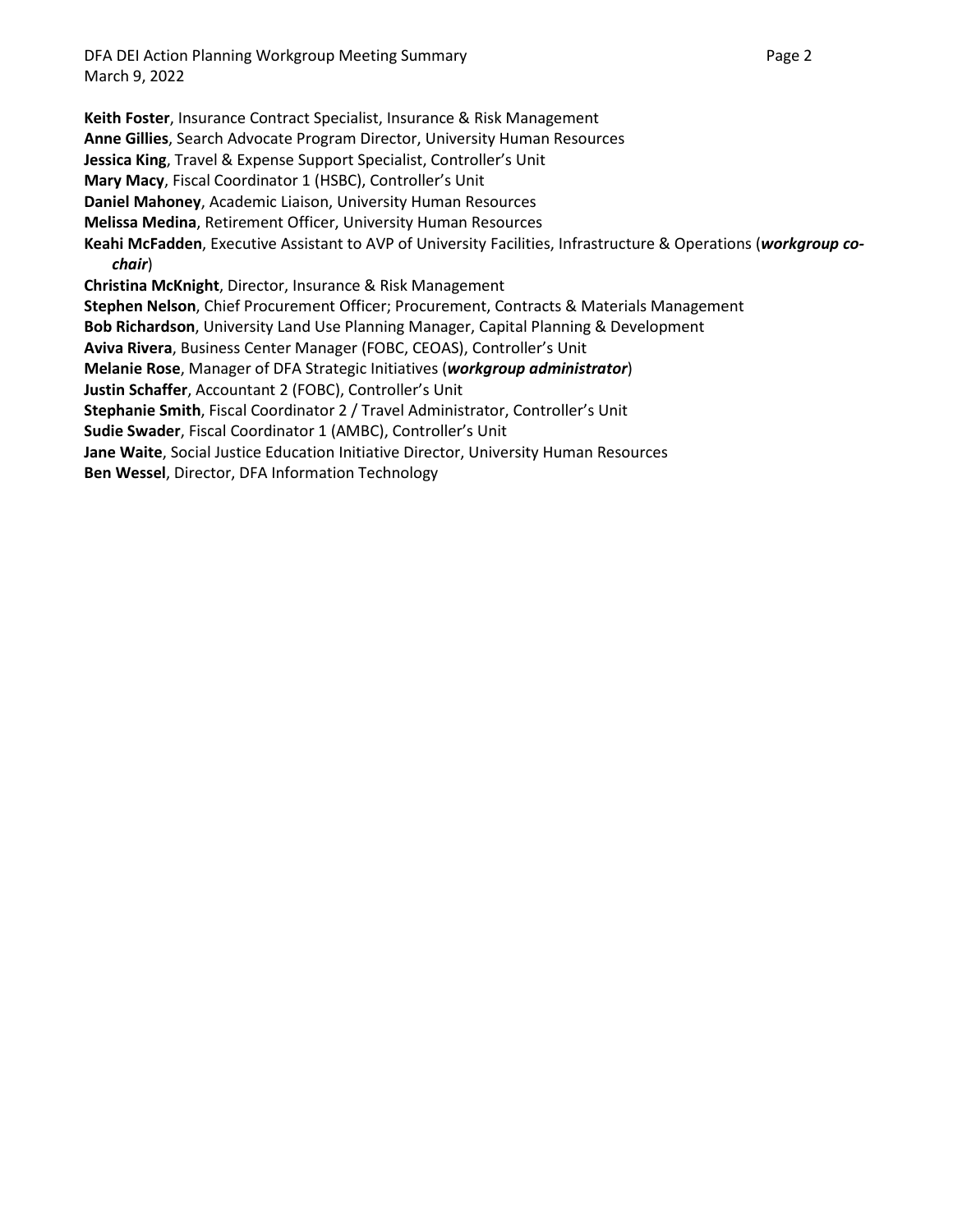**Keith Foster**, Insurance Contract Specialist, Insurance & Risk Management
**Anne Gillies**, Search Advocate Program Director, University Human Resources
**Jessica King**, Travel & Expense Support Specialist, Controller's Unit
**Mary Macy**, Fiscal Coordinator 1 (HSBC), Controller's Unit
**Daniel Mahoney**, Academic Liaison, University Human Resources
**Melissa Medina**, Retirement Officer, University Human Resources
**Keahi McFadden**, Executive Assistant to AVP of University Facilities, Infrastructure & Operations (***workgroup co-chair***)
**Christina McKnight**, Director, Insurance & Risk Management
**Stephen Nelson**, Chief Procurement Officer; Procurement, Contracts & Materials Management
**Bob Richardson**, University Land Use Planning Manager, Capital Planning & Development
**Aviva Rivera**, Business Center Manager (FOBC, CEOAS), Controller's Unit
**Melanie Rose**, Manager of DFA Strategic Initiatives (***workgroup administrator***)
**Justin Schaffer**, Accountant 2 (FOBC), Controller's Unit
**Stephanie Smith**, Fiscal Coordinator 2 / Travel Administrator, Controller's Unit
**Sudie Swader**, Fiscal Coordinator 1 (AMBC), Controller's Unit
**Jane Waite**, Social Justice Education Initiative Director, University Human Resources
**Ben Wessel**, Director, DFA Information Technology